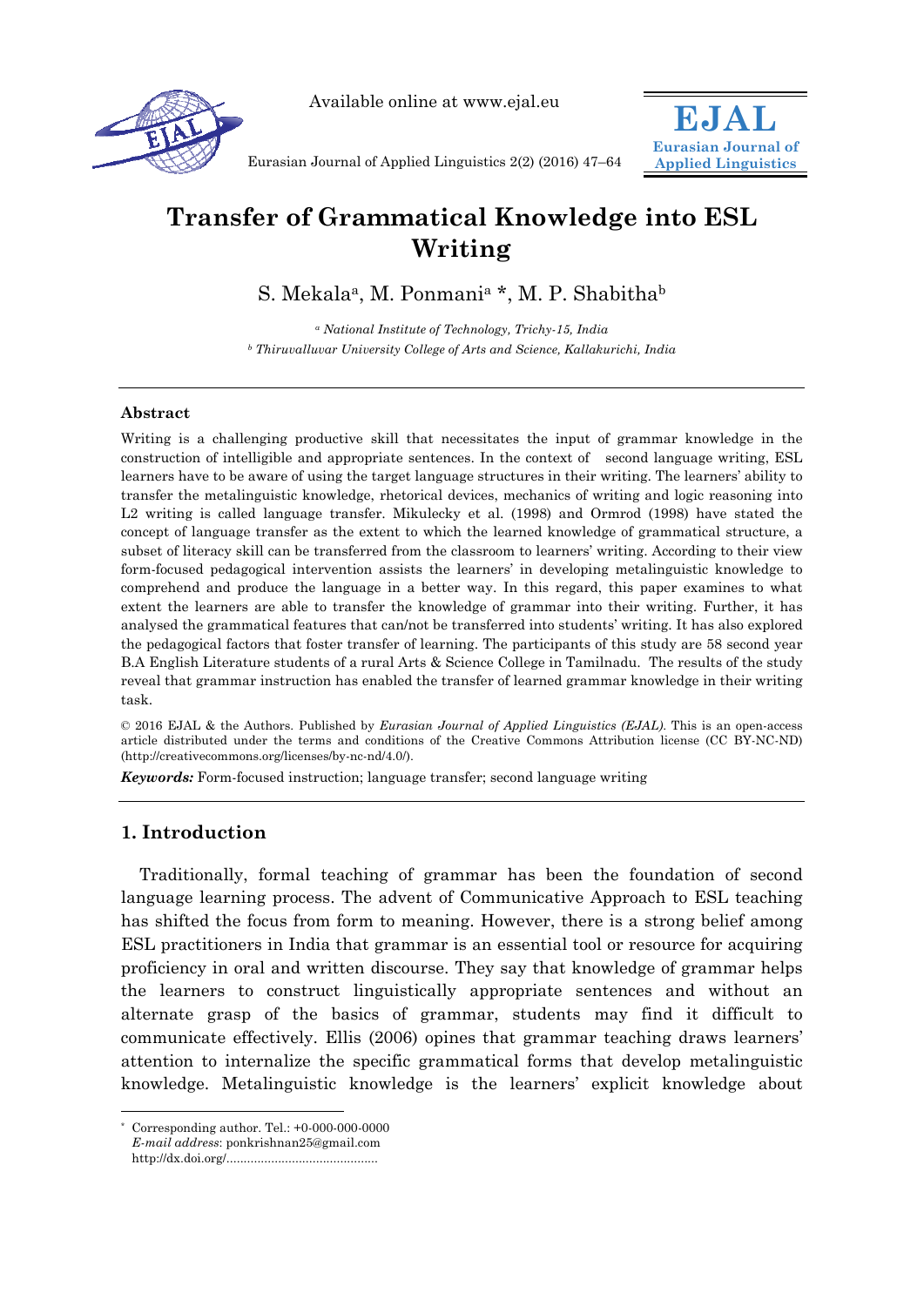Available online at www.ejal.eu

Eurasian Journal of Applied Linguistics 2(2) (2016) 47–64

**EJAL**
**Eurasian Journal of Applied Linguistics**

# Transfer of Grammatical Knowledge into ESL Writing

S. Mekala[a], M. Ponmani[a] *, M. P. Shabitha[b]

[a] *National Institute of Technology, Trichy-15, India*
[b] *Thiruvalluvar University College of Arts and Science, Kallakurichi, India*

---

### Abstract

Writing is a challenging productive skill that necessitates the input of grammar knowledge in the construction of intelligible and appropriate sentences. In the context of second language writing, ESL learners have to be aware of using the target language structures in their writing. The learners' ability to transfer the metalinguistic knowledge, rhetorical devices, mechanics of writing and logic reasoning into L2 writing is called language transfer. Mikulecky et al. (1998) and Ormrod (1998) have stated the concept of language transfer as the extent to which the learned knowledge of grammatical structure, a subset of literacy skill can be transferred from the classroom to learners' writing. According to their view form-focused pedagogical intervention assists the learners' in developing metalinguistic knowledge to comprehend and produce the language in a better way. In this regard, this paper examines to what extent the learners are able to transfer the knowledge of grammar into their writing. Further, it has analysed the grammatical features that can/not be transferred into students' writing. It has also explored the pedagogical factors that foster transfer of learning. The participants of this study are 58 second year B.A English Literature students of a rural Arts & Science College in Tamilnadu. The results of the study reveal that grammar instruction has enabled the transfer of learned grammar knowledge in their writing task.

© 2016 EJAL & the Authors. Published by *Eurasian Journal of Applied Linguistics (EJAL)*. This is an open-access article distributed under the terms and conditions of the Creative Commons Attribution license (CC BY-NC-ND) (http://creativecommons.org/licenses/by-nc-nd/4.0/).

***Keywords:*** Form-focused instruction; language transfer; second language writing

---

## 1. Introduction

Traditionally, formal teaching of grammar has been the foundation of second language learning process. The advent of Communicative Approach to ESL teaching has shifted the focus from form to meaning. However, there is a strong belief among ESL practitioners in India that grammar is an essential tool or resource for acquiring proficiency in oral and written discourse. They say that knowledge of grammar helps the learners to construct linguistically appropriate sentences and without an alternate grasp of the basics of grammar, students may find it difficult to communicate effectively. Ellis (2006) opines that grammar teaching draws learners' attention to internalize the specific grammatical forms that develop metalinguistic knowledge. Metalinguistic knowledge is the learners' explicit knowledge about

---

* Corresponding author. Tel.: +0-000-000-0000
*E-mail address*: ponkrishnan25@gmail.com
http://dx.doi.org/...........................................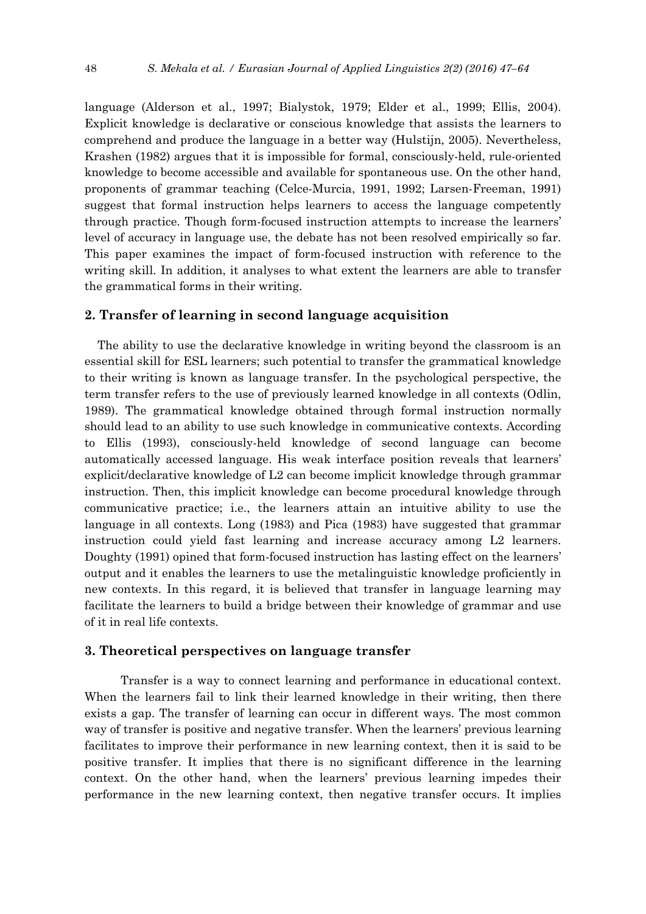language (Alderson et al., 1997; Bialystok, 1979; Elder et al., 1999; Ellis, 2004). Explicit knowledge is declarative or conscious knowledge that assists the learners to comprehend and produce the language in a better way (Hulstijn, 2005). Nevertheless, Krashen (1982) argues that it is impossible for formal, consciously-held, rule-oriented knowledge to become accessible and available for spontaneous use. On the other hand, proponents of grammar teaching (Celce-Murcia, 1991, 1992; Larsen-Freeman, 1991) suggest that formal instruction helps learners to access the language competently through practice. Though form-focused instruction attempts to increase the learners' level of accuracy in language use, the debate has not been resolved empirically so far. This paper examines the impact of form-focused instruction with reference to the writing skill. In addition, it analyses to what extent the learners are able to transfer the grammatical forms in their writing.

## 2. Transfer of learning in second language acquisition

The ability to use the declarative knowledge in writing beyond the classroom is an essential skill for ESL learners; such potential to transfer the grammatical knowledge to their writing is known as language transfer. In the psychological perspective, the term transfer refers to the use of previously learned knowledge in all contexts (Odlin, 1989). The grammatical knowledge obtained through formal instruction normally should lead to an ability to use such knowledge in communicative contexts. According to Ellis (1993), consciously-held knowledge of second language can become automatically accessed language. His weak interface position reveals that learners' explicit/declarative knowledge of L2 can become implicit knowledge through grammar instruction. Then, this implicit knowledge can become procedural knowledge through communicative practice; i.e., the learners attain an intuitive ability to use the language in all contexts. Long (1983) and Pica (1983) have suggested that grammar instruction could yield fast learning and increase accuracy among L2 learners. Doughty (1991) opined that form-focused instruction has lasting effect on the learners' output and it enables the learners to use the metalinguistic knowledge proficiently in new contexts. In this regard, it is believed that transfer in language learning may facilitate the learners to build a bridge between their knowledge of grammar and use of it in real life contexts.

## 3. Theoretical perspectives on language transfer

Transfer is a way to connect learning and performance in educational context. When the learners fail to link their learned knowledge in their writing, then there exists a gap. The transfer of learning can occur in different ways. The most common way of transfer is positive and negative transfer. When the learners' previous learning facilitates to improve their performance in new learning context, then it is said to be positive transfer. It implies that there is no significant difference in the learning context. On the other hand, when the learners' previous learning impedes their performance in the new learning context, then negative transfer occurs. It implies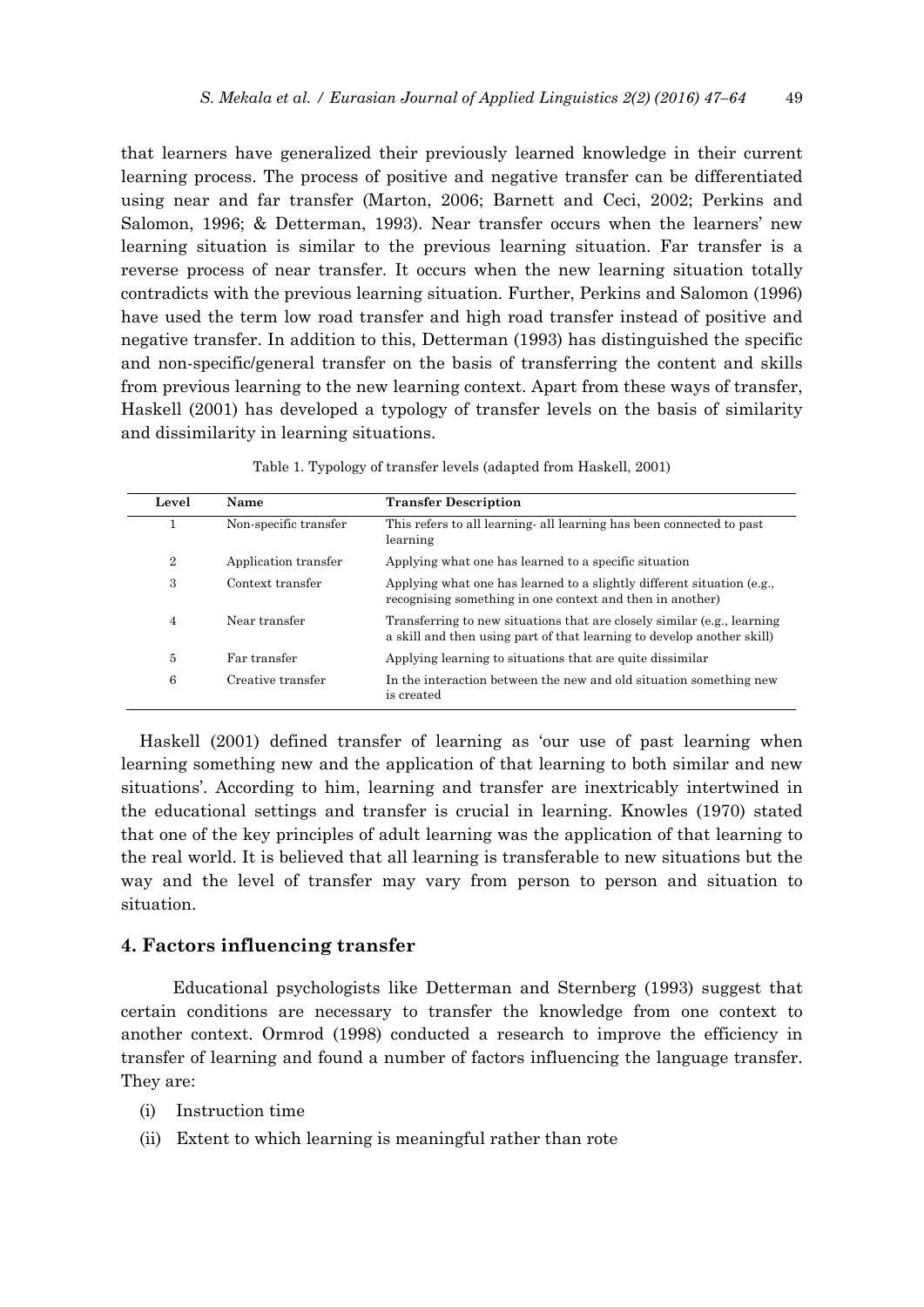that learners have generalized their previously learned knowledge in their current learning process. The process of positive and negative transfer can be differentiated using near and far transfer (Marton, 2006; Barnett and Ceci, 2002; Perkins and Salomon, 1996; & Detterman, 1993). Near transfer occurs when the learners' new learning situation is similar to the previous learning situation. Far transfer is a reverse process of near transfer. It occurs when the new learning situation totally contradicts with the previous learning situation. Further, Perkins and Salomon (1996) have used the term low road transfer and high road transfer instead of positive and negative transfer. In addition to this, Detterman (1993) has distinguished the specific and non-specific/general transfer on the basis of transferring the content and skills from previous learning to the new learning context. Apart from these ways of transfer, Haskell (2001) has developed a typology of transfer levels on the basis of similarity and dissimilarity in learning situations.

Table 1. Typology of transfer levels (adapted from Haskell, 2001)

| Level | Name | Transfer Description |
|---|---|---|
| 1 | Non-specific transfer | This refers to all learning- all learning has been connected to past learning |
| 2 | Application transfer | Applying what one has learned to a specific situation |
| 3 | Context transfer | Applying what one has learned to a slightly different situation (e.g., recognising something in one context and then in another) |
| 4 | Near transfer | Transferring to new situations that are closely similar (e.g., learning a skill and then using part of that learning to develop another skill) |
| 5 | Far transfer | Applying learning to situations that are quite dissimilar |
| 6 | Creative transfer | In the interaction between the new and old situation something new is created |

Haskell (2001) defined transfer of learning as 'our use of past learning when learning something new and the application of that learning to both similar and new situations'. According to him, learning and transfer are inextricably intertwined in the educational settings and transfer is crucial in learning. Knowles (1970) stated that one of the key principles of adult learning was the application of that learning to the real world. It is believed that all learning is transferable to new situations but the way and the level of transfer may vary from person to person and situation to situation.

## 4. Factors influencing transfer

Educational psychologists like Detterman and Sternberg (1993) suggest that certain conditions are necessary to transfer the knowledge from one context to another context. Ormrod (1998) conducted a research to improve the efficiency in transfer of learning and found a number of factors influencing the language transfer. They are:

(i) Instruction time

(ii) Extent to which learning is meaningful rather than rote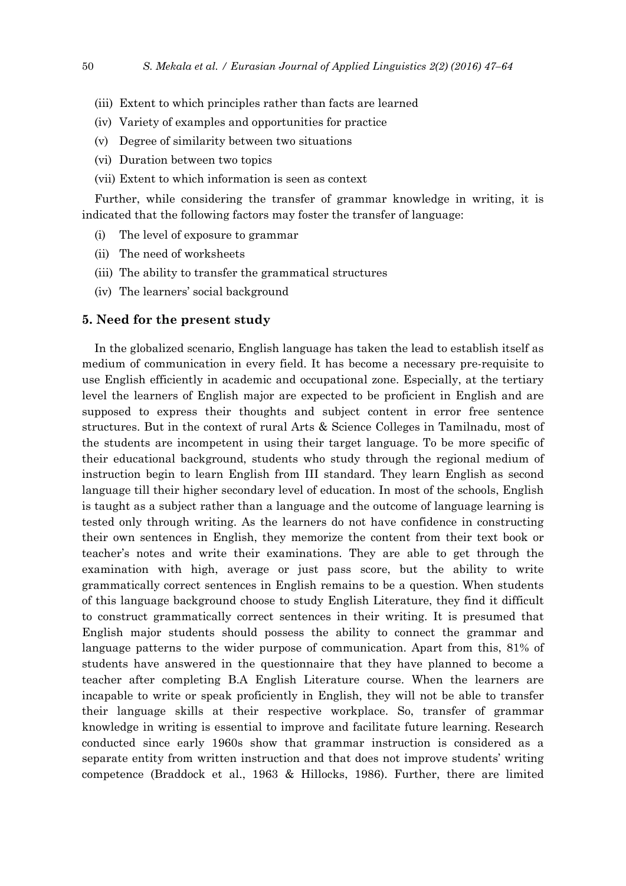(iii) Extent to which principles rather than facts are learned

(iv) Variety of examples and opportunities for practice

(v) Degree of similarity between two situations

(vi) Duration between two topics

(vii) Extent to which information is seen as context

Further, while considering the transfer of grammar knowledge in writing, it is indicated that the following factors may foster the transfer of language:

(i) The level of exposure to grammar

(ii) The need of worksheets

(iii) The ability to transfer the grammatical structures

(iv) The learners' social background

## 5. Need for the present study

In the globalized scenario, English language has taken the lead to establish itself as medium of communication in every field. It has become a necessary pre-requisite to use English efficiently in academic and occupational zone. Especially, at the tertiary level the learners of English major are expected to be proficient in English and are supposed to express their thoughts and subject content in error free sentence structures. But in the context of rural Arts & Science Colleges in Tamilnadu, most of the students are incompetent in using their target language. To be more specific of their educational background, students who study through the regional medium of instruction begin to learn English from III standard. They learn English as second language till their higher secondary level of education. In most of the schools, English is taught as a subject rather than a language and the outcome of language learning is tested only through writing. As the learners do not have confidence in constructing their own sentences in English, they memorize the content from their text book or teacher's notes and write their examinations. They are able to get through the examination with high, average or just pass score, but the ability to write grammatically correct sentences in English remains to be a question. When students of this language background choose to study English Literature, they find it difficult to construct grammatically correct sentences in their writing. It is presumed that English major students should possess the ability to connect the grammar and language patterns to the wider purpose of communication. Apart from this, 81% of students have answered in the questionnaire that they have planned to become a teacher after completing B.A English Literature course. When the learners are incapable to write or speak proficiently in English, they will not be able to transfer their language skills at their respective workplace. So, transfer of grammar knowledge in writing is essential to improve and facilitate future learning. Research conducted since early 1960s show that grammar instruction is considered as a separate entity from written instruction and that does not improve students' writing competence (Braddock et al., 1963 & Hillocks, 1986). Further, there are limited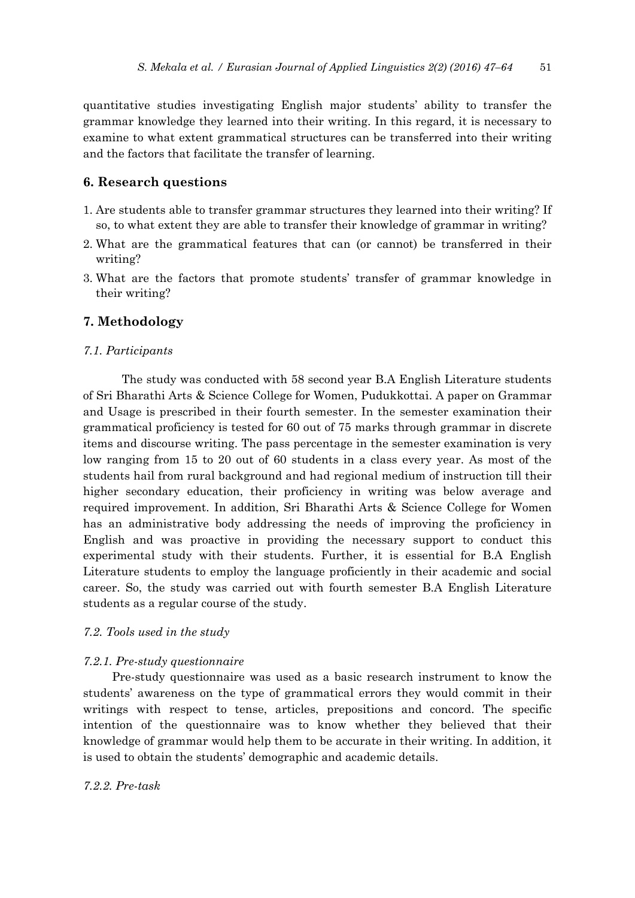quantitative studies investigating English major students' ability to transfer the grammar knowledge they learned into their writing. In this regard, it is necessary to examine to what extent grammatical structures can be transferred into their writing and the factors that facilitate the transfer of learning.

## 6. Research questions

1. Are students able to transfer grammar structures they learned into their writing? If so, to what extent they are able to transfer their knowledge of grammar in writing?
2. What are the grammatical features that can (or cannot) be transferred in their writing?
3. What are the factors that promote students' transfer of grammar knowledge in their writing?

## 7. Methodology

### *7.1. Participants*

The study was conducted with 58 second year B.A English Literature students of Sri Bharathi Arts & Science College for Women, Pudukkottai. A paper on Grammar and Usage is prescribed in their fourth semester. In the semester examination their grammatical proficiency is tested for 60 out of 75 marks through grammar in discrete items and discourse writing. The pass percentage in the semester examination is very low ranging from 15 to 20 out of 60 students in a class every year. As most of the students hail from rural background and had regional medium of instruction till their higher secondary education, their proficiency in writing was below average and required improvement. In addition, Sri Bharathi Arts & Science College for Women has an administrative body addressing the needs of improving the proficiency in English and was proactive in providing the necessary support to conduct this experimental study with their students. Further, it is essential for B.A English Literature students to employ the language proficiently in their academic and social career. So, the study was carried out with fourth semester B.A English Literature students as a regular course of the study.

### *7.2. Tools used in the study*

#### *7.2.1. Pre-study questionnaire*

Pre-study questionnaire was used as a basic research instrument to know the students' awareness on the type of grammatical errors they would commit in their writings with respect to tense, articles, prepositions and concord. The specific intention of the questionnaire was to know whether they believed that their knowledge of grammar would help them to be accurate in their writing. In addition, it is used to obtain the students' demographic and academic details.

#### *7.2.2. Pre-task*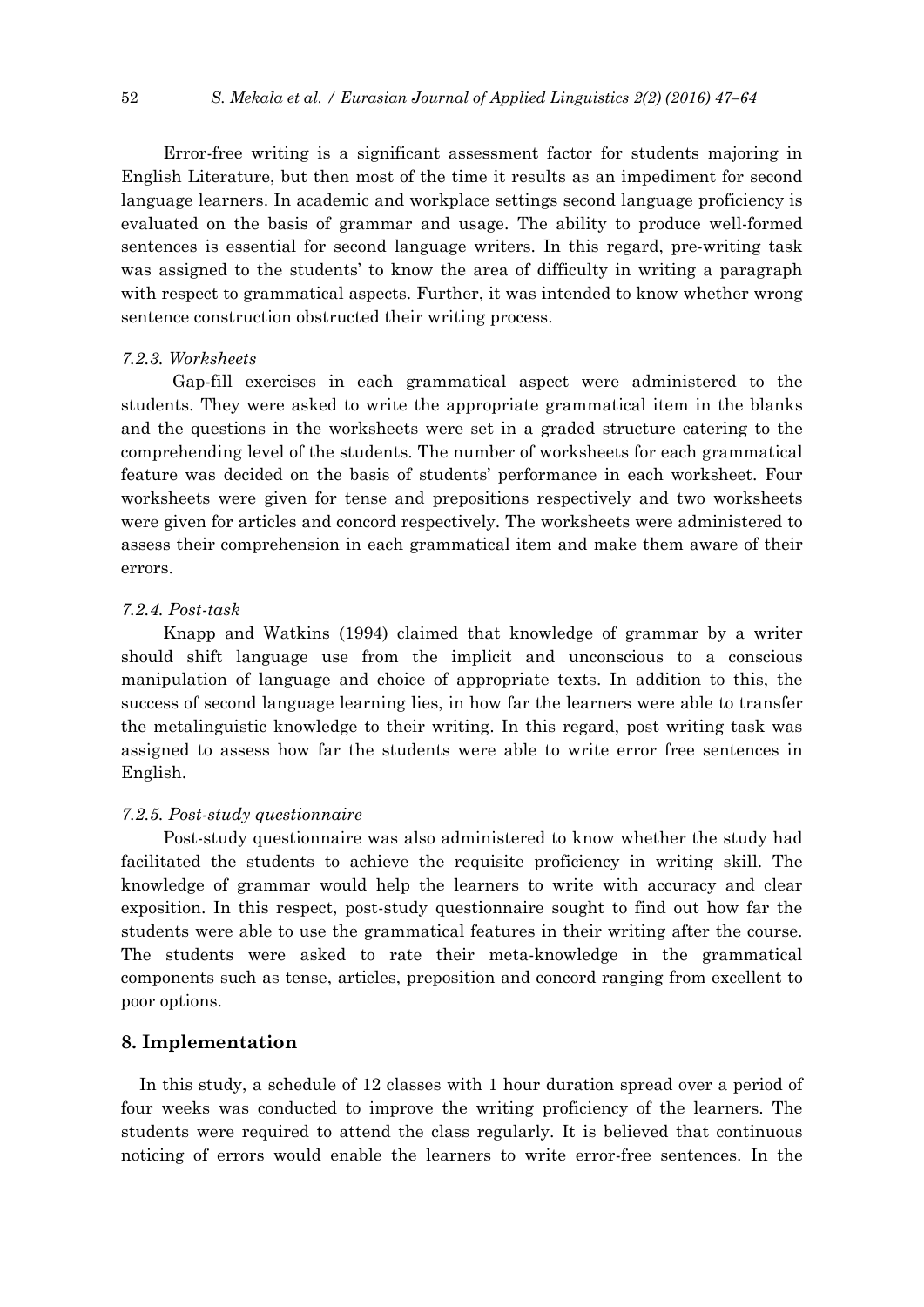Error-free writing is a significant assessment factor for students majoring in English Literature, but then most of the time it results as an impediment for second language learners. In academic and workplace settings second language proficiency is evaluated on the basis of grammar and usage. The ability to produce well-formed sentences is essential for second language writers. In this regard, pre-writing task was assigned to the students' to know the area of difficulty in writing a paragraph with respect to grammatical aspects. Further, it was intended to know whether wrong sentence construction obstructed their writing process.

#### *7.2.3. Worksheets*

Gap-fill exercises in each grammatical aspect were administered to the students. They were asked to write the appropriate grammatical item in the blanks and the questions in the worksheets were set in a graded structure catering to the comprehending level of the students. The number of worksheets for each grammatical feature was decided on the basis of students' performance in each worksheet. Four worksheets were given for tense and prepositions respectively and two worksheets were given for articles and concord respectively. The worksheets were administered to assess their comprehension in each grammatical item and make them aware of their errors.

#### *7.2.4. Post-task*

Knapp and Watkins (1994) claimed that knowledge of grammar by a writer should shift language use from the implicit and unconscious to a conscious manipulation of language and choice of appropriate texts. In addition to this, the success of second language learning lies, in how far the learners were able to transfer the metalinguistic knowledge to their writing. In this regard, post writing task was assigned to assess how far the students were able to write error free sentences in English.

#### *7.2.5. Post-study questionnaire*

Post-study questionnaire was also administered to know whether the study had facilitated the students to achieve the requisite proficiency in writing skill. The knowledge of grammar would help the learners to write with accuracy and clear exposition. In this respect, post-study questionnaire sought to find out how far the students were able to use the grammatical features in their writing after the course. The students were asked to rate their meta-knowledge in the grammatical components such as tense, articles, preposition and concord ranging from excellent to poor options.

## 8. Implementation

In this study, a schedule of 12 classes with 1 hour duration spread over a period of four weeks was conducted to improve the writing proficiency of the learners. The students were required to attend the class regularly. It is believed that continuous noticing of errors would enable the learners to write error-free sentences. In the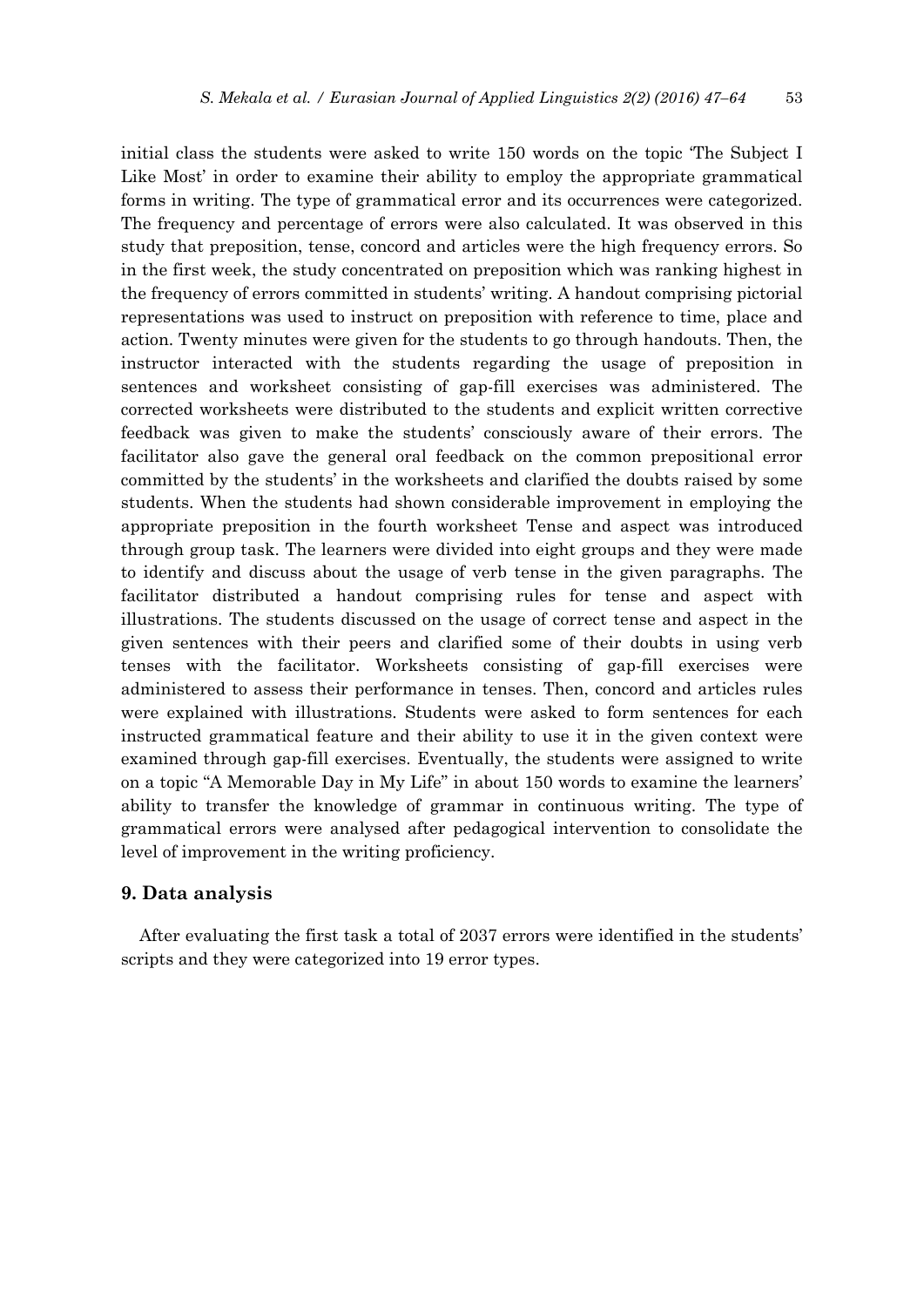initial class the students were asked to write 150 words on the topic 'The Subject I Like Most' in order to examine their ability to employ the appropriate grammatical forms in writing. The type of grammatical error and its occurrences were categorized. The frequency and percentage of errors were also calculated. It was observed in this study that preposition, tense, concord and articles were the high frequency errors. So in the first week, the study concentrated on preposition which was ranking highest in the frequency of errors committed in students' writing. A handout comprising pictorial representations was used to instruct on preposition with reference to time, place and action. Twenty minutes were given for the students to go through handouts. Then, the instructor interacted with the students regarding the usage of preposition in sentences and worksheet consisting of gap-fill exercises was administered. The corrected worksheets were distributed to the students and explicit written corrective feedback was given to make the students' consciously aware of their errors. The facilitator also gave the general oral feedback on the common prepositional error committed by the students' in the worksheets and clarified the doubts raised by some students. When the students had shown considerable improvement in employing the appropriate preposition in the fourth worksheet Tense and aspect was introduced through group task. The learners were divided into eight groups and they were made to identify and discuss about the usage of verb tense in the given paragraphs. The facilitator distributed a handout comprising rules for tense and aspect with illustrations. The students discussed on the usage of correct tense and aspect in the given sentences with their peers and clarified some of their doubts in using verb tenses with the facilitator. Worksheets consisting of gap-fill exercises were administered to assess their performance in tenses. Then, concord and articles rules were explained with illustrations. Students were asked to form sentences for each instructed grammatical feature and their ability to use it in the given context were examined through gap-fill exercises. Eventually, the students were assigned to write on a topic "A Memorable Day in My Life" in about 150 words to examine the learners' ability to transfer the knowledge of grammar in continuous writing. The type of grammatical errors were analysed after pedagogical intervention to consolidate the level of improvement in the writing proficiency.

## 9. Data analysis

After evaluating the first task a total of 2037 errors were identified in the students' scripts and they were categorized into 19 error types.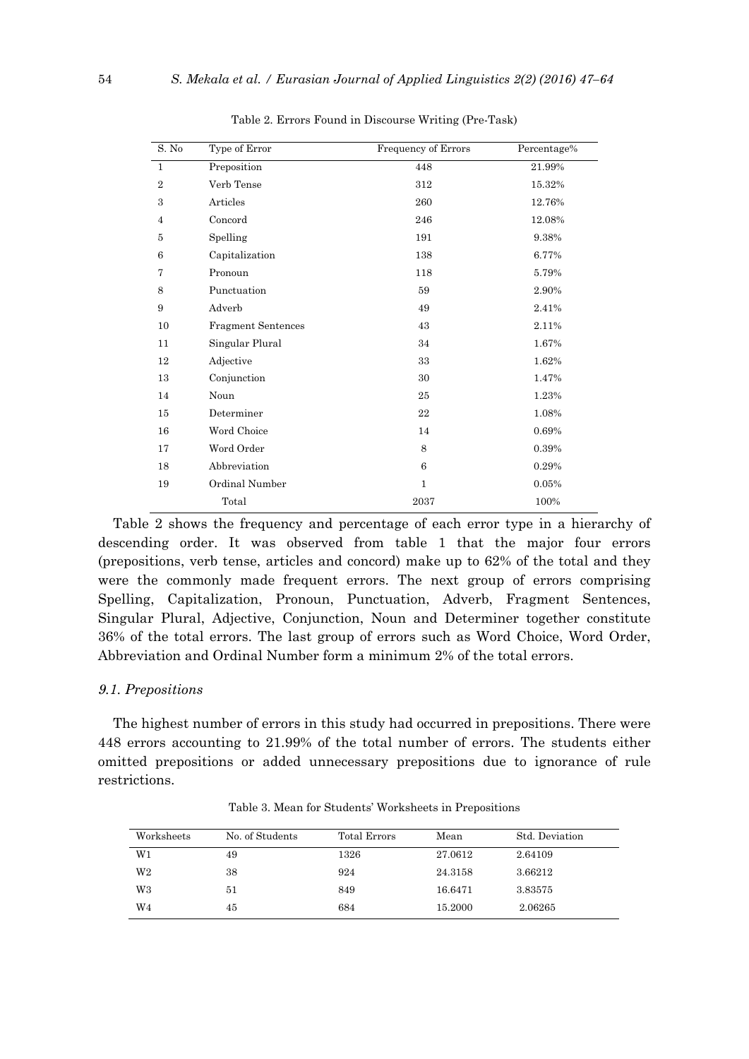Table 2. Errors Found in Discourse Writing (Pre-Task)

| S. No | Type of Error | Frequency of Errors | Percentage% |
|---|---|---|---|
| 1 | Preposition | 448 | 21.99% |
| 2 | Verb Tense | 312 | 15.32% |
| 3 | Articles | 260 | 12.76% |
| 4 | Concord | 246 | 12.08% |
| 5 | Spelling | 191 | 9.38% |
| 6 | Capitalization | 138 | 6.77% |
| 7 | Pronoun | 118 | 5.79% |
| 8 | Punctuation | 59 | 2.90% |
| 9 | Adverb | 49 | 2.41% |
| 10 | Fragment Sentences | 43 | 2.11% |
| 11 | Singular Plural | 34 | 1.67% |
| 12 | Adjective | 33 | 1.62% |
| 13 | Conjunction | 30 | 1.47% |
| 14 | Noun | 25 | 1.23% |
| 15 | Determiner | 22 | 1.08% |
| 16 | Word Choice | 14 | 0.69% |
| 17 | Word Order | 8 | 0.39% |
| 18 | Abbreviation | 6 | 0.29% |
| 19 | Ordinal Number | 1 | 0.05% |
| | Total | 2037 | 100% |

Table 2 shows the frequency and percentage of each error type in a hierarchy of descending order. It was observed from table 1 that the major four errors (prepositions, verb tense, articles and concord) make up to 62% of the total and they were the commonly made frequent errors. The next group of errors comprising Spelling, Capitalization, Pronoun, Punctuation, Adverb, Fragment Sentences, Singular Plural, Adjective, Conjunction, Noun and Determiner together constitute 36% of the total errors. The last group of errors such as Word Choice, Word Order, Abbreviation and Ordinal Number form a minimum 2% of the total errors.

### *9.1. Prepositions*

The highest number of errors in this study had occurred in prepositions. There were 448 errors accounting to 21.99% of the total number of errors. The students either omitted prepositions or added unnecessary prepositions due to ignorance of rule restrictions.

Table 3. Mean for Students' Worksheets in Prepositions

| Worksheets | No. of Students | Total Errors | Mean | Std. Deviation |
|---|---|---|---|---|
| W1 | 49 | 1326 | 27.0612 | 2.64109 |
| W2 | 38 | 924 | 24.3158 | 3.66212 |
| W3 | 51 | 849 | 16.6471 | 3.83575 |
| W4 | 45 | 684 | 15.2000 | 2.06265 |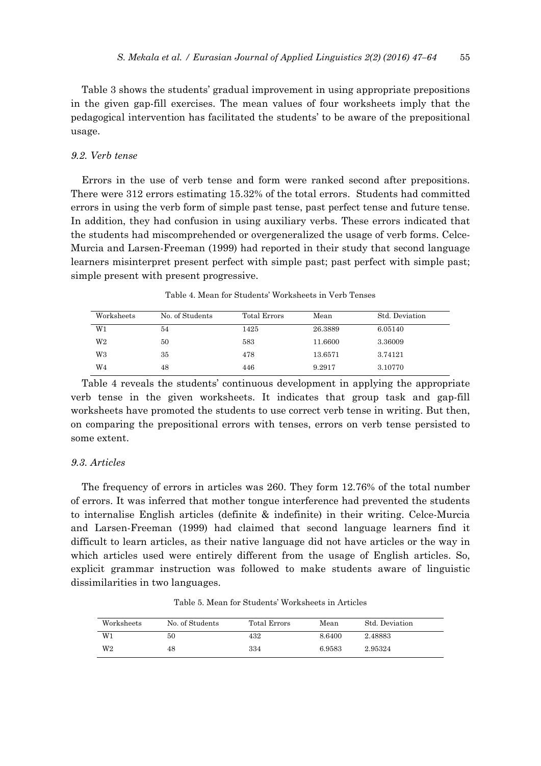Table 3 shows the students' gradual improvement in using appropriate prepositions in the given gap-fill exercises. The mean values of four worksheets imply that the pedagogical intervention has facilitated the students' to be aware of the prepositional usage.

### *9.2. Verb tense*

Errors in the use of verb tense and form were ranked second after prepositions. There were 312 errors estimating 15.32% of the total errors. Students had committed errors in using the verb form of simple past tense, past perfect tense and future tense. In addition, they had confusion in using auxiliary verbs. These errors indicated that the students had miscomprehended or overgeneralized the usage of verb forms. Celce-Murcia and Larsen-Freeman (1999) had reported in their study that second language learners misinterpret present perfect with simple past; past perfect with simple past; simple present with present progressive.

Table 4. Mean for Students' Worksheets in Verb Tenses

| Worksheets | No. of Students | Total Errors | Mean | Std. Deviation |
|---|---|---|---|---|
| W1 | 54 | 1425 | 26.3889 | 6.05140 |
| W2 | 50 | 583 | 11.6600 | 3.36009 |
| W3 | 35 | 478 | 13.6571 | 3.74121 |
| W4 | 48 | 446 | 9.2917 | 3.10770 |

Table 4 reveals the students' continuous development in applying the appropriate verb tense in the given worksheets. It indicates that group task and gap-fill worksheets have promoted the students to use correct verb tense in writing. But then, on comparing the prepositional errors with tenses, errors on verb tense persisted to some extent.

### *9.3. Articles*

The frequency of errors in articles was 260. They form 12.76% of the total number of errors. It was inferred that mother tongue interference had prevented the students to internalise English articles (definite & indefinite) in their writing. Celce-Murcia and Larsen-Freeman (1999) had claimed that second language learners find it difficult to learn articles, as their native language did not have articles or the way in which articles used were entirely different from the usage of English articles. So, explicit grammar instruction was followed to make students aware of linguistic dissimilarities in two languages.

Table 5. Mean for Students' Worksheets in Articles

| Worksheets | No. of Students | Total Errors | Mean | Std. Deviation |
|---|---|---|---|---|
| W1 | 50 | 432 | 8.6400 | 2.48883 |
| W2 | 48 | 334 | 6.9583 | 2.95324 |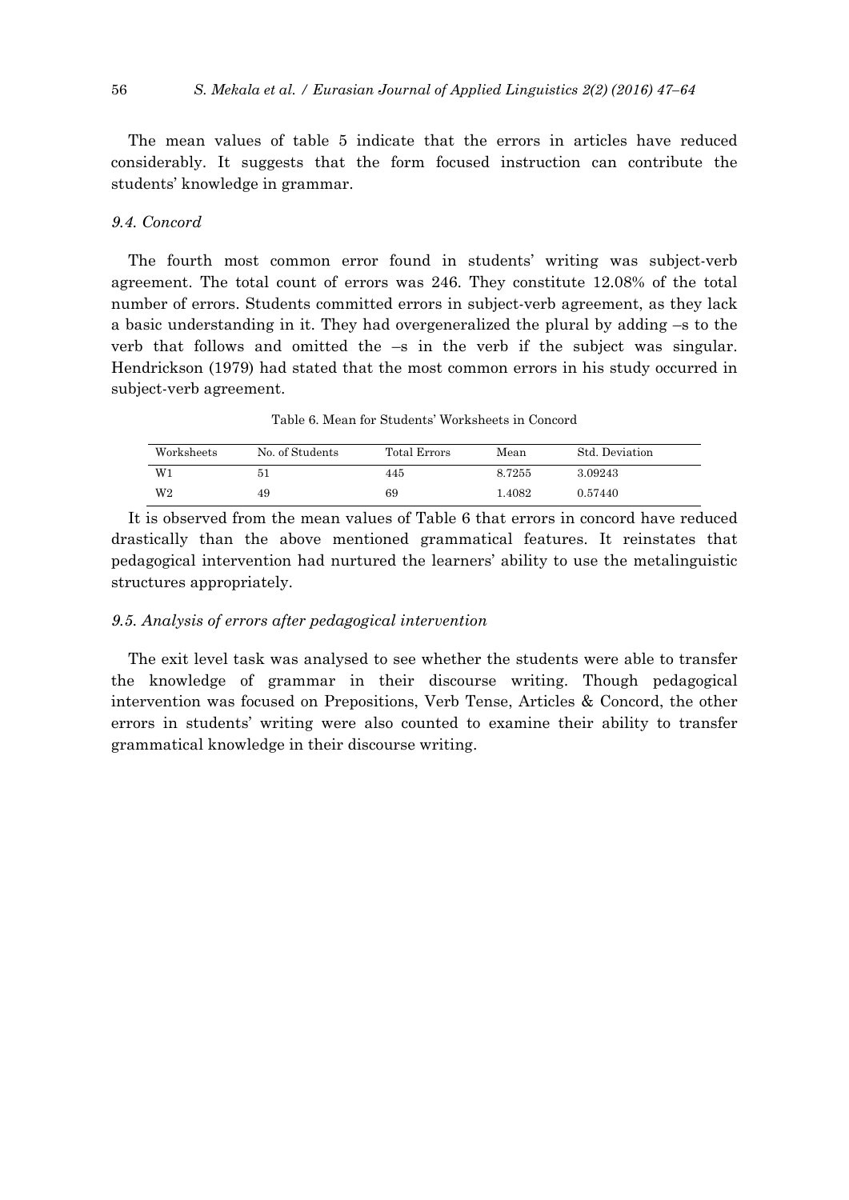The mean values of table 5 indicate that the errors in articles have reduced considerably. It suggests that the form focused instruction can contribute the students' knowledge in grammar.

### *9.4. Concord*

The fourth most common error found in students' writing was subject-verb agreement. The total count of errors was 246. They constitute 12.08% of the total number of errors. Students committed errors in subject-verb agreement, as they lack a basic understanding in it. They had overgeneralized the plural by adding –s to the verb that follows and omitted the –s in the verb if the subject was singular. Hendrickson (1979) had stated that the most common errors in his study occurred in subject-verb agreement.

Table 6. Mean for Students' Worksheets in Concord

| Worksheets | No. of Students | Total Errors | Mean | Std. Deviation |
|---|---|---|---|---|
| W1 | 51 | 445 | 8.7255 | 3.09243 |
| W2 | 49 | 69 | 1.4082 | 0.57440 |

It is observed from the mean values of Table 6 that errors in concord have reduced drastically than the above mentioned grammatical features. It reinstates that pedagogical intervention had nurtured the learners' ability to use the metalinguistic structures appropriately.

### *9.5. Analysis of errors after pedagogical intervention*

The exit level task was analysed to see whether the students were able to transfer the knowledge of grammar in their discourse writing. Though pedagogical intervention was focused on Prepositions, Verb Tense, Articles & Concord, the other errors in students' writing were also counted to examine their ability to transfer grammatical knowledge in their discourse writing.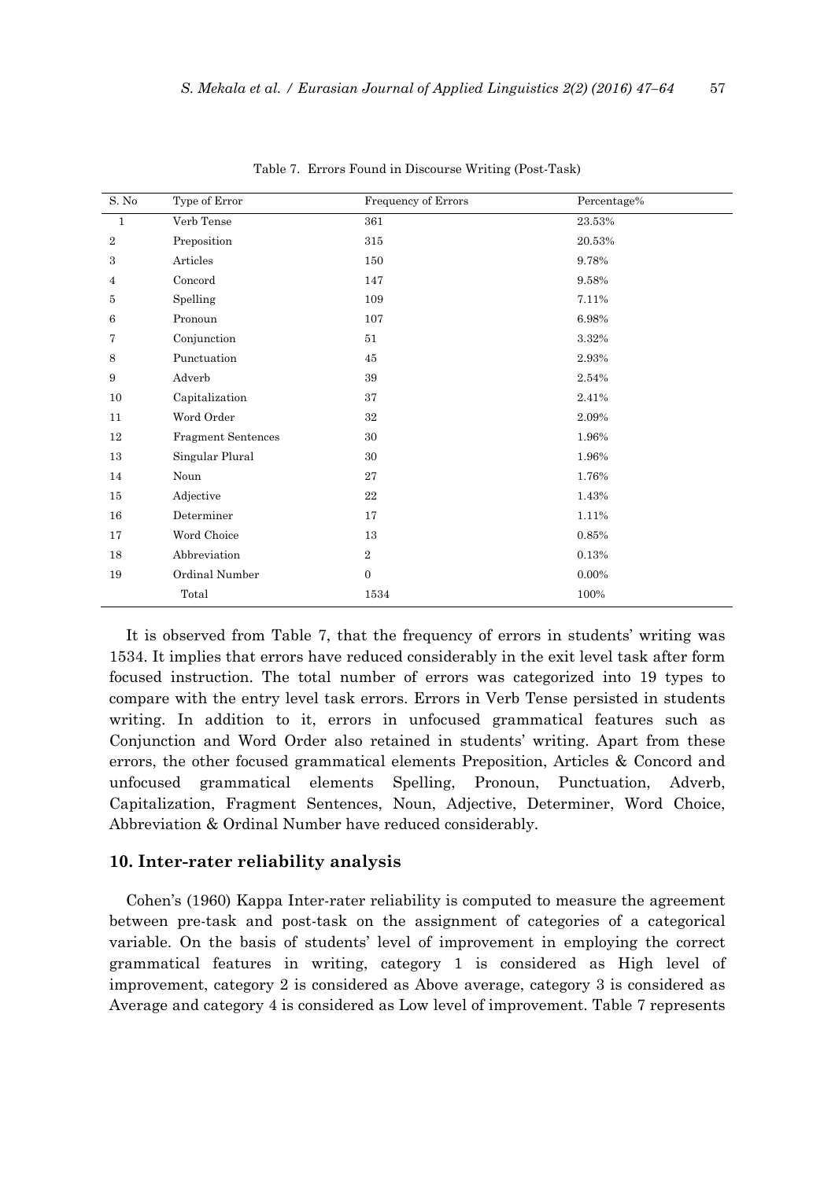Table 7. Errors Found in Discourse Writing (Post-Task)

| S. No | Type of Error | Frequency of Errors | Percentage% |
|---|---|---|---|
| 1 | Verb Tense | 361 | 23.53% |
| 2 | Preposition | 315 | 20.53% |
| 3 | Articles | 150 | 9.78% |
| 4 | Concord | 147 | 9.58% |
| 5 | Spelling | 109 | 7.11% |
| 6 | Pronoun | 107 | 6.98% |
| 7 | Conjunction | 51 | 3.32% |
| 8 | Punctuation | 45 | 2.93% |
| 9 | Adverb | 39 | 2.54% |
| 10 | Capitalization | 37 | 2.41% |
| 11 | Word Order | 32 | 2.09% |
| 12 | Fragment Sentences | 30 | 1.96% |
| 13 | Singular Plural | 30 | 1.96% |
| 14 | Noun | 27 | 1.76% |
| 15 | Adjective | 22 | 1.43% |
| 16 | Determiner | 17 | 1.11% |
| 17 | Word Choice | 13 | 0.85% |
| 18 | Abbreviation | 2 | 0.13% |
| 19 | Ordinal Number | 0 | 0.00% |
| | Total | 1534 | 100% |

It is observed from Table 7, that the frequency of errors in students' writing was 1534. It implies that errors have reduced considerably in the exit level task after form focused instruction. The total number of errors was categorized into 19 types to compare with the entry level task errors. Errors in Verb Tense persisted in students writing. In addition to it, errors in unfocused grammatical features such as Conjunction and Word Order also retained in students' writing. Apart from these errors, the other focused grammatical elements Preposition, Articles & Concord and unfocused grammatical elements Spelling, Pronoun, Punctuation, Adverb, Capitalization, Fragment Sentences, Noun, Adjective, Determiner, Word Choice, Abbreviation & Ordinal Number have reduced considerably.

## 10. Inter-rater reliability analysis

Cohen's (1960) Kappa Inter-rater reliability is computed to measure the agreement between pre-task and post-task on the assignment of categories of a categorical variable. On the basis of students' level of improvement in employing the correct grammatical features in writing, category 1 is considered as High level of improvement, category 2 is considered as Above average, category 3 is considered as Average and category 4 is considered as Low level of improvement. Table 7 represents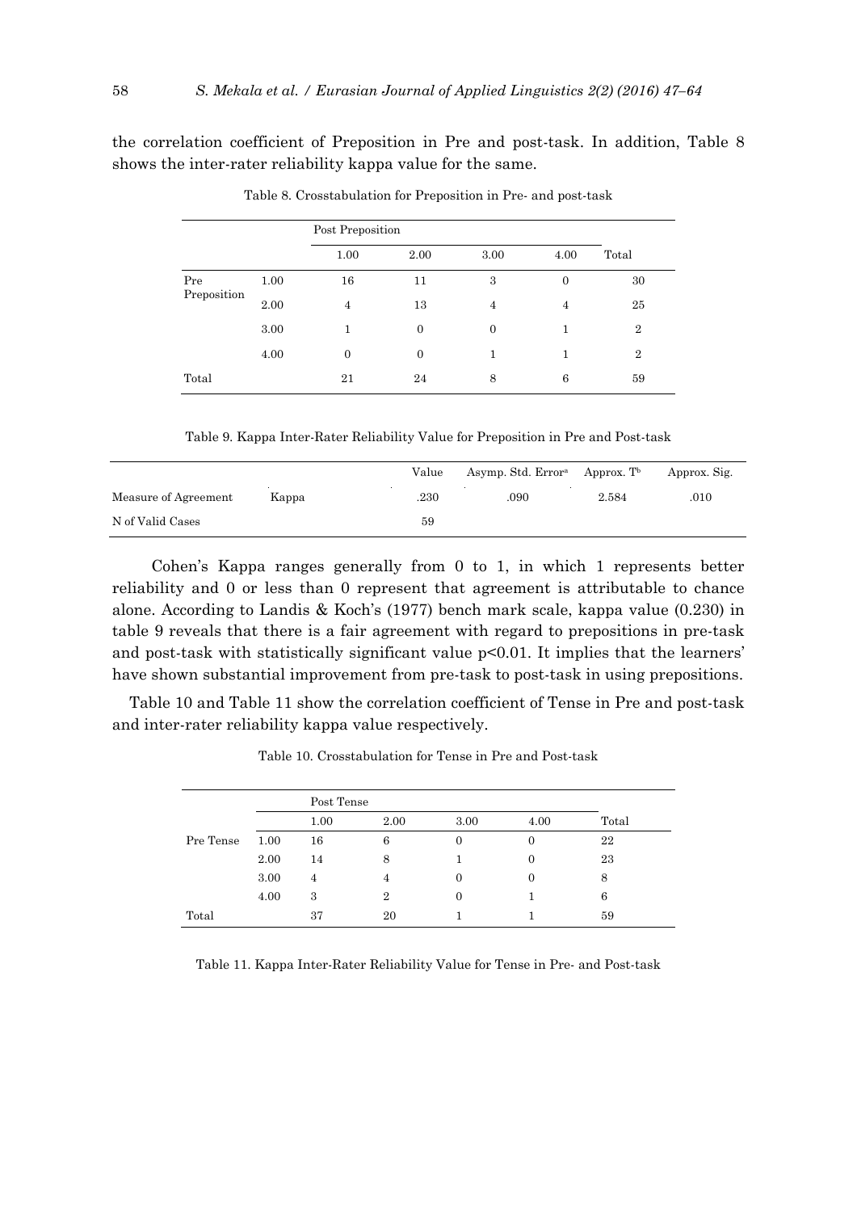the correlation coefficient of Preposition in Pre and post-task. In addition, Table 8 shows the inter-rater reliability kappa value for the same.

Table 8. Crosstabulation for Preposition in Pre- and post-task

| | | Post Preposition | | | | |
|---|---|---|---|---|---|---|
| | | 1.00 | 2.00 | 3.00 | 4.00 | Total |
| Pre Preposition | 1.00 | 16 | 11 | 3 | 0 | 30 |
| | 2.00 | 4 | 13 | 4 | 4 | 25 |
| | 3.00 | 1 | 0 | 0 | 1 | 2 |
| | 4.00 | 0 | 0 | 1 | 1 | 2 |
| Total | | 21 | 24 | 8 | 6 | 59 |

Table 9. Kappa Inter-Rater Reliability Value for Preposition in Pre and Post-task

| | | Value | Asymp. Std. Error[a] | Approx. T[b] | Approx. Sig. |
|---|---|---|---|---|---|
| Measure of Agreement | Kappa | .230 | .090 | 2.584 | .010 |
| N of Valid Cases | | 59 | | | |

Cohen's Kappa ranges generally from 0 to 1, in which 1 represents better reliability and 0 or less than 0 represent that agreement is attributable to chance alone. According to Landis & Koch's (1977) bench mark scale, kappa value (0.230) in table 9 reveals that there is a fair agreement with regard to prepositions in pre-task and post-task with statistically significant value $p<0.01$. It implies that the learners' have shown substantial improvement from pre-task to post-task in using prepositions.

Table 10 and Table 11 show the correlation coefficient of Tense in Pre and post-task and inter-rater reliability kappa value respectively.

Table 10. Crosstabulation for Tense in Pre and Post-task

| | | Post Tense | | | | |
|---|---|---|---|---|---|---|
| | | 1.00 | 2.00 | 3.00 | 4.00 | Total |
| Pre Tense | 1.00 | 16 | 6 | 0 | 0 | 22 |
| | 2.00 | 14 | 8 | 1 | 0 | 23 |
| | 3.00 | 4 | 4 | 0 | 0 | 8 |
| | 4.00 | 3 | 2 | 0 | 1 | 6 |
| Total | | 37 | 20 | 1 | 1 | 59 |

Table 11. Kappa Inter-Rater Reliability Value for Tense in Pre- and Post-task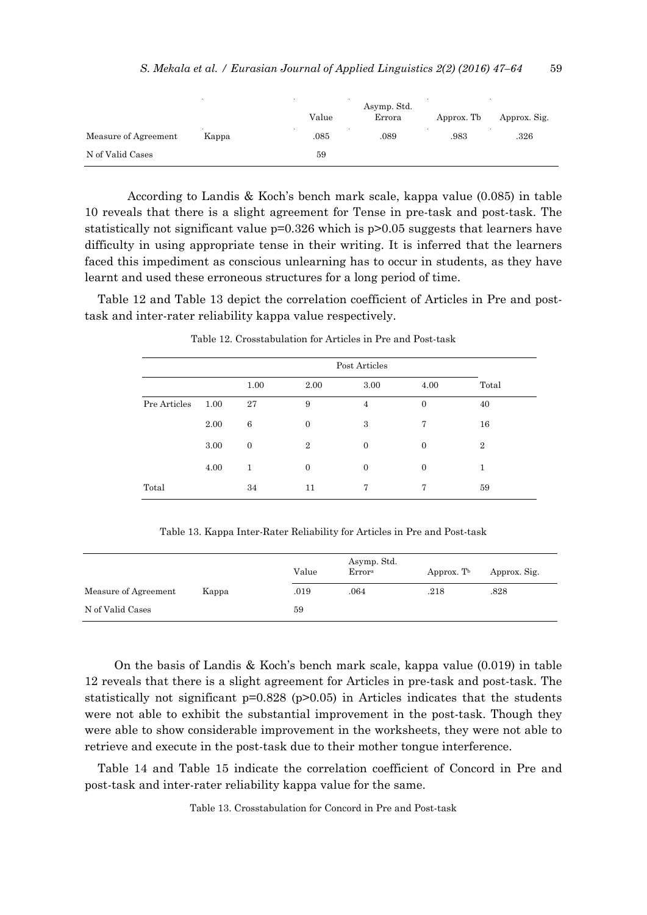| | | Value | Asymp. Std. Errora | Approx. Tb | Approx. Sig. |
|---|---|---|---|---|---|
| Measure of Agreement | Kappa | .085 | .089 | .983 | .326 |
| N of Valid Cases | | 59 | | | |

According to Landis & Koch's bench mark scale, kappa value (0.085) in table 10 reveals that there is a slight agreement for Tense in pre-task and post-task. The statistically not significant value p=0.326 which is p>0.05 suggests that learners have difficulty in using appropriate tense in their writing. It is inferred that the learners faced this impediment as conscious unlearning has to occur in students, as they have learnt and used these erroneous structures for a long period of time.

Table 12 and Table 13 depict the correlation coefficient of Articles in Pre and post-task and inter-rater reliability kappa value respectively.

Table 12. Crosstabulation for Articles in Pre and Post-task

| | | Post Articles | | | | |
|---|---|---|---|---|---|---|
| | | 1.00 | 2.00 | 3.00 | 4.00 | Total |
| Pre Articles | 1.00 | 27 | 9 | 4 | 0 | 40 |
| | 2.00 | 6 | 0 | 3 | 7 | 16 |
| | 3.00 | 0 | 2 | 0 | 0 | 2 |
| | 4.00 | 1 | 0 | 0 | 0 | 1 |
| Total | | 34 | 11 | 7 | 7 | 59 |

Table 13. Kappa Inter-Rater Reliability for Articles in Pre and Post-task

| | | Value | Asymp. Std. Error[a] | Approx. T[b] | Approx. Sig. |
|---|---|---|---|---|---|
| Measure of Agreement | Kappa | .019 | .064 | .218 | .828 |
| N of Valid Cases | | 59 | | | |

On the basis of Landis & Koch's bench mark scale, kappa value (0.019) in table 12 reveals that there is a slight agreement for Articles in pre-task and post-task. The statistically not significant p=0.828 (p>0.05) in Articles indicates that the students were not able to exhibit the substantial improvement in the post-task. Though they were able to show considerable improvement in the worksheets, they were not able to retrieve and execute in the post-task due to their mother tongue interference.

Table 14 and Table 15 indicate the correlation coefficient of Concord in Pre and post-task and inter-rater reliability kappa value for the same.

Table 13. Crosstabulation for Concord in Pre and Post-task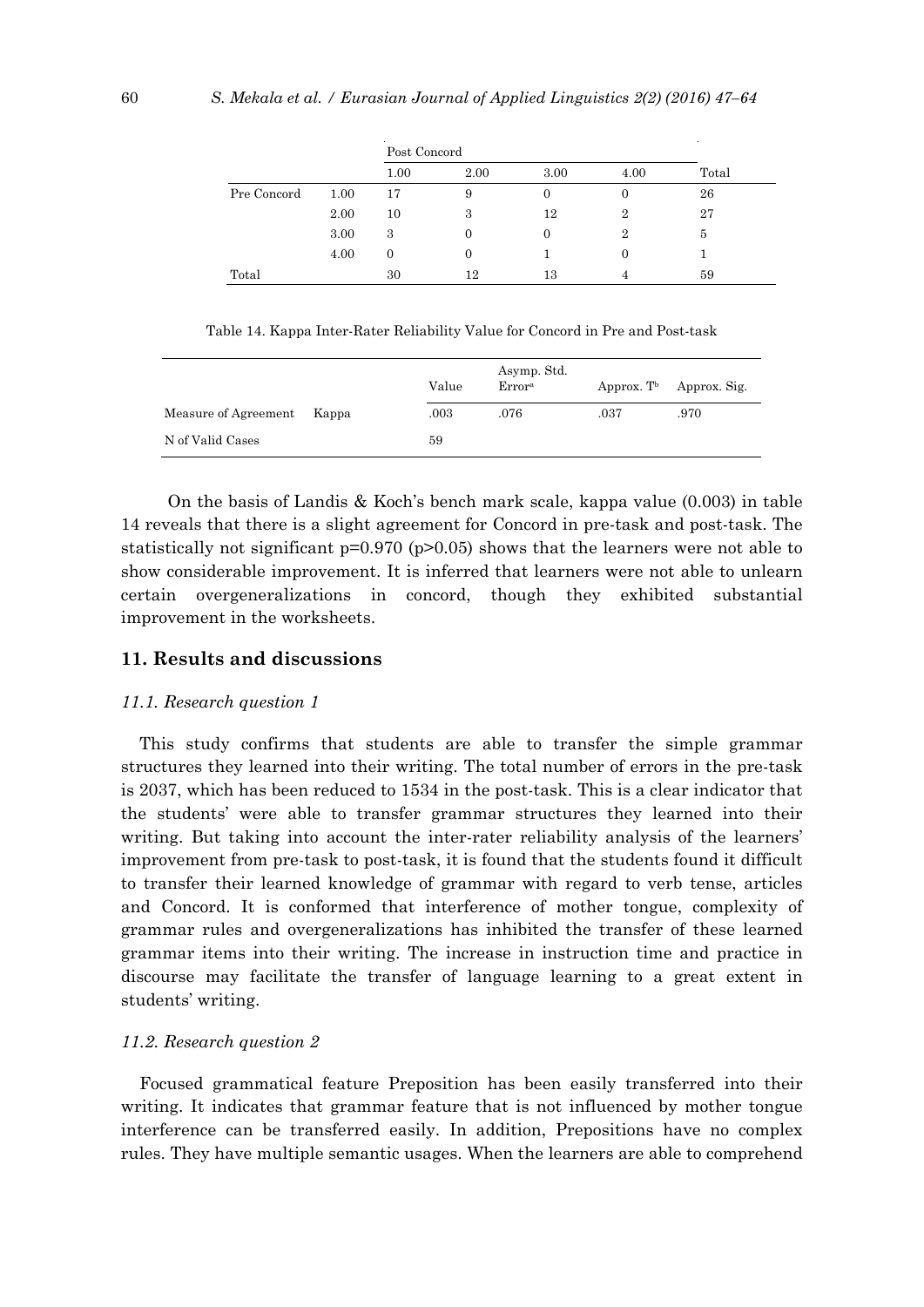| | | Post Concord | | | | |
|---|---|---|---|---|---|---|
| | | 1.00 | 2.00 | 3.00 | 4.00 | Total |
| Pre Concord | 1.00 | 17 | 9 | 0 | 0 | 26 |
| | 2.00 | 10 | 3 | 12 | 2 | 27 |
| | 3.00 | 3 | 0 | 0 | 2 | 5 |
| | 4.00 | 0 | 0 | 1 | 0 | 1 |
| Total | | 30 | 12 | 13 | 4 | 59 |

Table 14. Kappa Inter-Rater Reliability Value for Concord in Pre and Post-task

| | | Value | Asymp. Std. Error[a] | Approx. T[b] | Approx. Sig. |
|---|---|---|---|---|---|
| Measure of Agreement | Kappa | .003 | .076 | .037 | .970 |
| N of Valid Cases | | 59 | | | |

On the basis of Landis & Koch's bench mark scale, kappa value (0.003) in table 14 reveals that there is a slight agreement for Concord in pre-task and post-task. The statistically not significant p=0.970 (p>0.05) shows that the learners were not able to show considerable improvement. It is inferred that learners were not able to unlearn certain overgeneralizations in concord, though they exhibited substantial improvement in the worksheets.

## 11. Results and discussions

### *11.1. Research question 1*

This study confirms that students are able to transfer the simple grammar structures they learned into their writing. The total number of errors in the pre-task is 2037, which has been reduced to 1534 in the post-task. This is a clear indicator that the students' were able to transfer grammar structures they learned into their writing. But taking into account the inter-rater reliability analysis of the learners' improvement from pre-task to post-task, it is found that the students found it difficult to transfer their learned knowledge of grammar with regard to verb tense, articles and Concord. It is conformed that interference of mother tongue, complexity of grammar rules and overgeneralizations has inhibited the transfer of these learned grammar items into their writing. The increase in instruction time and practice in discourse may facilitate the transfer of language learning to a great extent in students' writing.

### *11.2. Research question 2*

Focused grammatical feature Preposition has been easily transferred into their writing. It indicates that grammar feature that is not influenced by mother tongue interference can be transferred easily. In addition, Prepositions have no complex rules. They have multiple semantic usages. When the learners are able to comprehend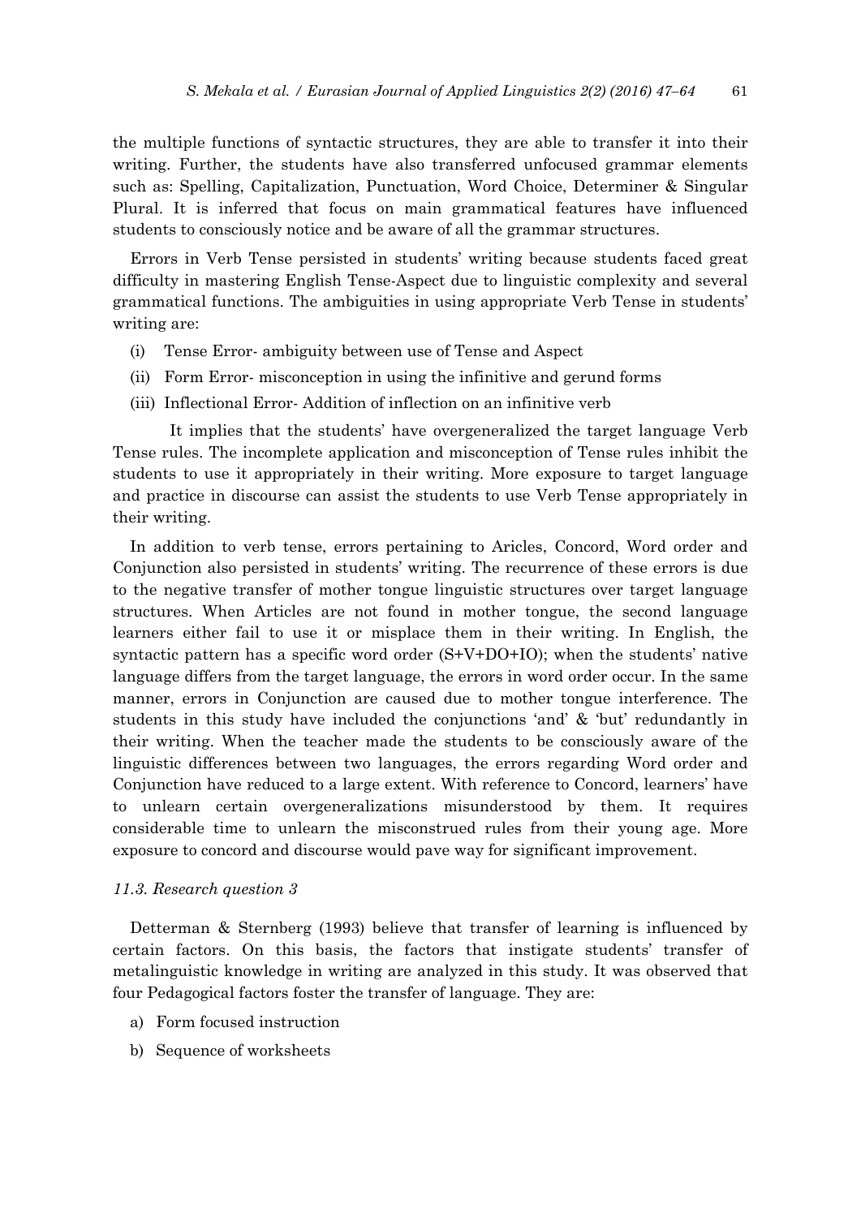the multiple functions of syntactic structures, they are able to transfer it into their writing. Further, the students have also transferred unfocused grammar elements such as: Spelling, Capitalization, Punctuation, Word Choice, Determiner & Singular Plural. It is inferred that focus on main grammatical features have influenced students to consciously notice and be aware of all the grammar structures.

Errors in Verb Tense persisted in students' writing because students faced great difficulty in mastering English Tense-Aspect due to linguistic complexity and several grammatical functions. The ambiguities in using appropriate Verb Tense in students' writing are:

(i) Tense Error- ambiguity between use of Tense and Aspect
(ii) Form Error- misconception in using the infinitive and gerund forms
(iii) Inflectional Error- Addition of inflection on an infinitive verb

It implies that the students' have overgeneralized the target language Verb Tense rules. The incomplete application and misconception of Tense rules inhibit the students to use it appropriately in their writing. More exposure to target language and practice in discourse can assist the students to use Verb Tense appropriately in their writing.

In addition to verb tense, errors pertaining to Aricles, Concord, Word order and Conjunction also persisted in students' writing. The recurrence of these errors is due to the negative transfer of mother tongue linguistic structures over target language structures. When Articles are not found in mother tongue, the second language learners either fail to use it or misplace them in their writing. In English, the syntactic pattern has a specific word order (S+V+DO+IO); when the students' native language differs from the target language, the errors in word order occur. In the same manner, errors in Conjunction are caused due to mother tongue interference. The students in this study have included the conjunctions 'and' & 'but' redundantly in their writing. When the teacher made the students to be consciously aware of the linguistic differences between two languages, the errors regarding Word order and Conjunction have reduced to a large extent. With reference to Concord, learners' have to unlearn certain overgeneralizations misunderstood by them. It requires considerable time to unlearn the misconstrued rules from their young age. More exposure to concord and discourse would pave way for significant improvement.

### *11.3. Research question 3*

Detterman & Sternberg (1993) believe that transfer of learning is influenced by certain factors. On this basis, the factors that instigate students' transfer of metalinguistic knowledge in writing are analyzed in this study. It was observed that four Pedagogical factors foster the transfer of language. They are:

a) Form focused instruction
b) Sequence of worksheets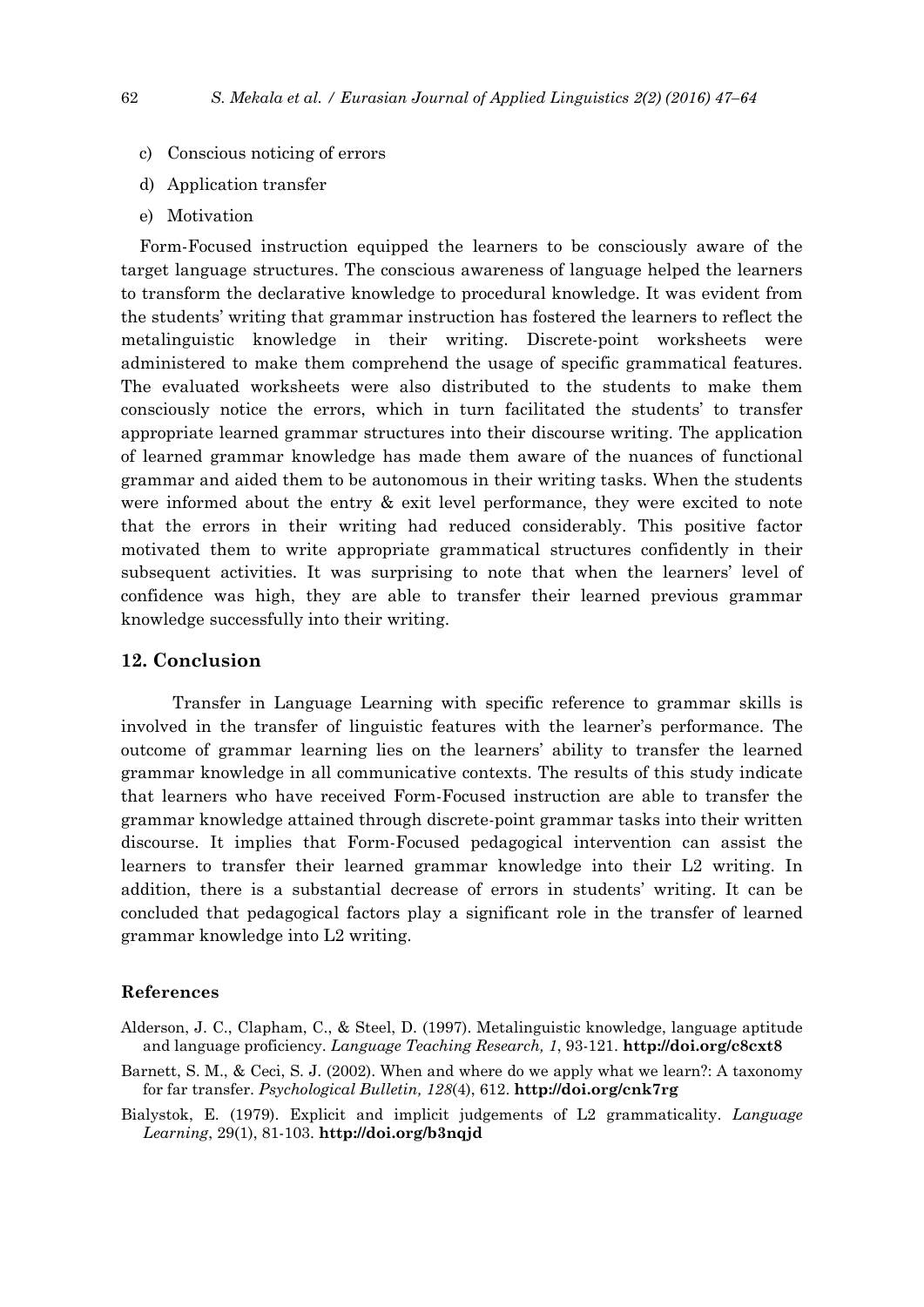c) Conscious noticing of errors

d) Application transfer

e) Motivation

Form-Focused instruction equipped the learners to be consciously aware of the target language structures. The conscious awareness of language helped the learners to transform the declarative knowledge to procedural knowledge. It was evident from the students' writing that grammar instruction has fostered the learners to reflect the metalinguistic knowledge in their writing. Discrete-point worksheets were administered to make them comprehend the usage of specific grammatical features. The evaluated worksheets were also distributed to the students to make them consciously notice the errors, which in turn facilitated the students' to transfer appropriate learned grammar structures into their discourse writing. The application of learned grammar knowledge has made them aware of the nuances of functional grammar and aided them to be autonomous in their writing tasks. When the students were informed about the entry & exit level performance, they were excited to note that the errors in their writing had reduced considerably. This positive factor motivated them to write appropriate grammatical structures confidently in their subsequent activities. It was surprising to note that when the learners' level of confidence was high, they are able to transfer their learned previous grammar knowledge successfully into their writing.

## 12. Conclusion

Transfer in Language Learning with specific reference to grammar skills is involved in the transfer of linguistic features with the learner's performance. The outcome of grammar learning lies on the learners' ability to transfer the learned grammar knowledge in all communicative contexts. The results of this study indicate that learners who have received Form-Focused instruction are able to transfer the grammar knowledge attained through discrete-point grammar tasks into their written discourse. It implies that Form-Focused pedagogical intervention can assist the learners to transfer their learned grammar knowledge into their L2 writing. In addition, there is a substantial decrease of errors in students' writing. It can be concluded that pedagogical factors play a significant role in the transfer of learned grammar knowledge into L2 writing.

### References

Alderson, J. C., Clapham, C., & Steel, D. (1997). Metalinguistic knowledge, language aptitude and language proficiency. *Language Teaching Research, 1*, 93-121. **http://doi.org/c8cxt8**

Barnett, S. M., & Ceci, S. J. (2002). When and where do we apply what we learn?: A taxonomy for far transfer. *Psychological Bulletin, 128*(4), 612. **http://doi.org/cnk7rg**

Bialystok, E. (1979). Explicit and implicit judgements of L2 grammaticality. *Language Learning*, 29(1), 81-103. **http://doi.org/b3nqjd**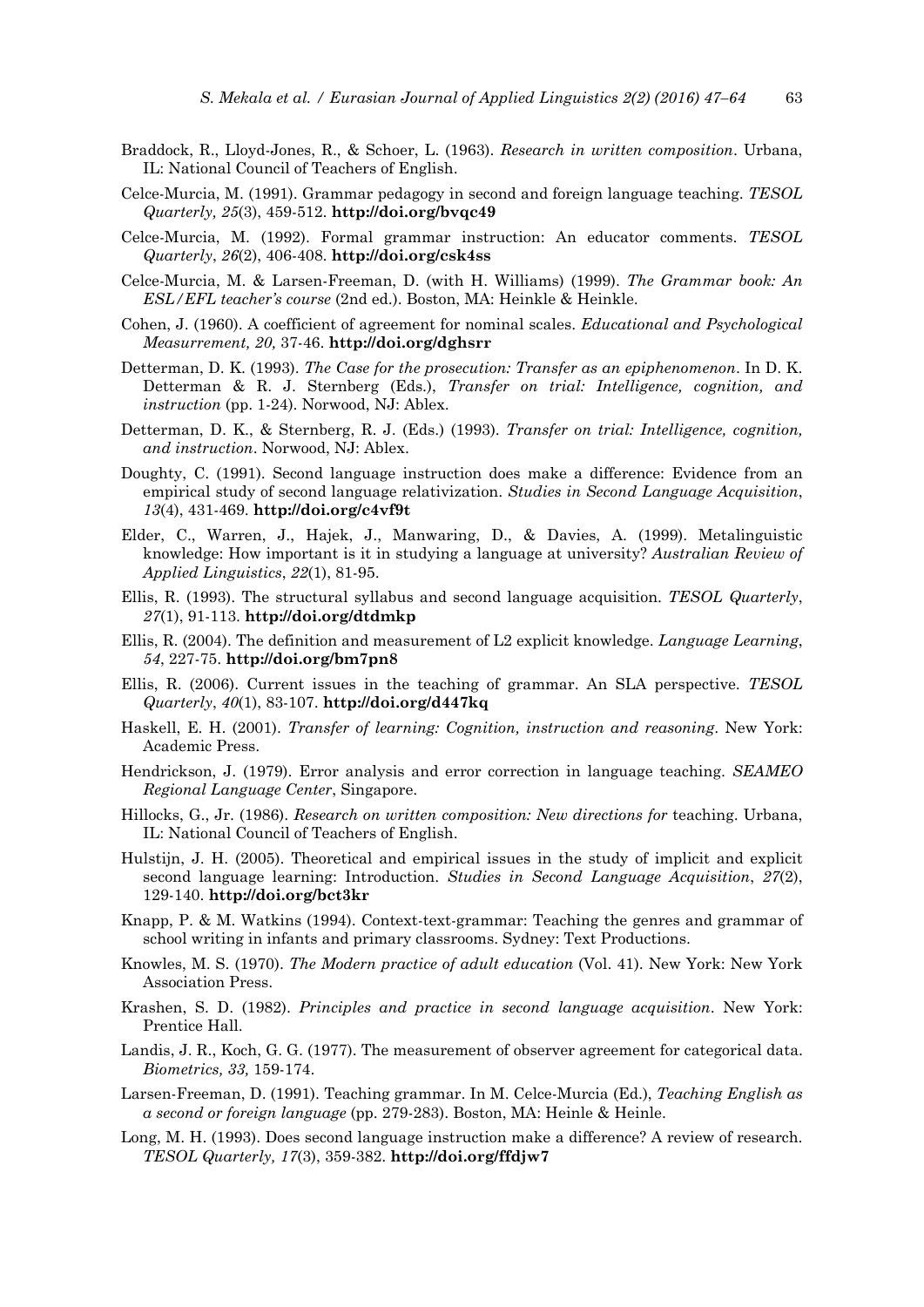Braddock, R., Lloyd-Jones, R., & Schoer, L. (1963). *Research in written composition*. Urbana, IL: National Council of Teachers of English.

Celce-Murcia, M. (1991). Grammar pedagogy in second and foreign language teaching. *TESOL Quarterly, 25*(3), 459-512. **http://doi.org/bvqc49**

Celce-Murcia, M. (1992). Formal grammar instruction: An educator comments. *TESOL Quarterly*, *26*(2), 406-408. **http://doi.org/csk4ss**

Celce-Murcia, M. & Larsen-Freeman, D. (with H. Williams) (1999). *The Grammar book: An ESL/EFL teacher's course* (2nd ed.). Boston, MA: Heinkle & Heinkle.

Cohen, J. (1960). A coefficient of agreement for nominal scales. *Educational and Psychological Measurrement, 20,* 37-46. **http://doi.org/dghsrr**

Detterman, D. K. (1993). *The Case for the prosecution: Transfer as an epiphenomenon*. In D. K. Detterman & R. J. Sternberg (Eds.), *Transfer on trial: Intelligence, cognition, and instruction* (pp. 1-24). Norwood, NJ: Ablex.

Detterman, D. K., & Sternberg, R. J. (Eds.) (1993). *Transfer on trial: Intelligence, cognition, and instruction*. Norwood, NJ: Ablex.

Doughty, C. (1991). Second language instruction does make a difference: Evidence from an empirical study of second language relativization. *Studies in Second Language Acquisition*, *13*(4), 431-469. **http://doi.org/c4vf9t**

Elder, C., Warren, J., Hajek, J., Manwaring, D., & Davies, A. (1999). Metalinguistic knowledge: How important is it in studying a language at university? *Australian Review of Applied Linguistics*, *22*(1), 81-95.

Ellis, R. (1993). The structural syllabus and second language acquisition. *TESOL Quarterly*, *27*(1), 91-113. **http://doi.org/dtdmkp**

Ellis, R. (2004). The definition and measurement of L2 explicit knowledge. *Language Learning*, *54*, 227-75. **http://doi.org/bm7pn8**

Ellis, R. (2006). Current issues in the teaching of grammar. An SLA perspective. *TESOL Quarterly*, *40*(1), 83-107. **http://doi.org/d447kq**

Haskell, E. H. (2001). *Transfer of learning: Cognition, instruction and reasoning*. New York: Academic Press.

Hendrickson, J. (1979). Error analysis and error correction in language teaching. *SEAMEO Regional Language Center*, Singapore.

Hillocks, G., Jr. (1986). *Research on written composition: New directions for* teaching. Urbana, IL: National Council of Teachers of English.

Hulstijn, J. H. (2005). Theoretical and empirical issues in the study of implicit and explicit second language learning: Introduction. *Studies in Second Language Acquisition*, *27*(2), 129-140. **http://doi.org/bct3kr**

Knapp, P. & M. Watkins (1994). Context-text-grammar: Teaching the genres and grammar of school writing in infants and primary classrooms. Sydney: Text Productions.

Knowles, M. S. (1970). *The Modern practice of adult education* (Vol. 41). New York: New York Association Press.

Krashen, S. D. (1982). *Principles and practice in second language acquisition*. New York: Prentice Hall.

Landis, J. R., Koch, G. G. (1977). The measurement of observer agreement for categorical data. *Biometrics, 33,* 159-174.

Larsen-Freeman, D. (1991). Teaching grammar. In M. Celce-Murcia (Ed.), *Teaching English as a second or foreign language* (pp. 279-283). Boston, MA: Heinle & Heinle.

Long, M. H. (1993). Does second language instruction make a difference? A review of research. *TESOL Quarterly, 17*(3), 359-382. **http://doi.org/ffdjw7**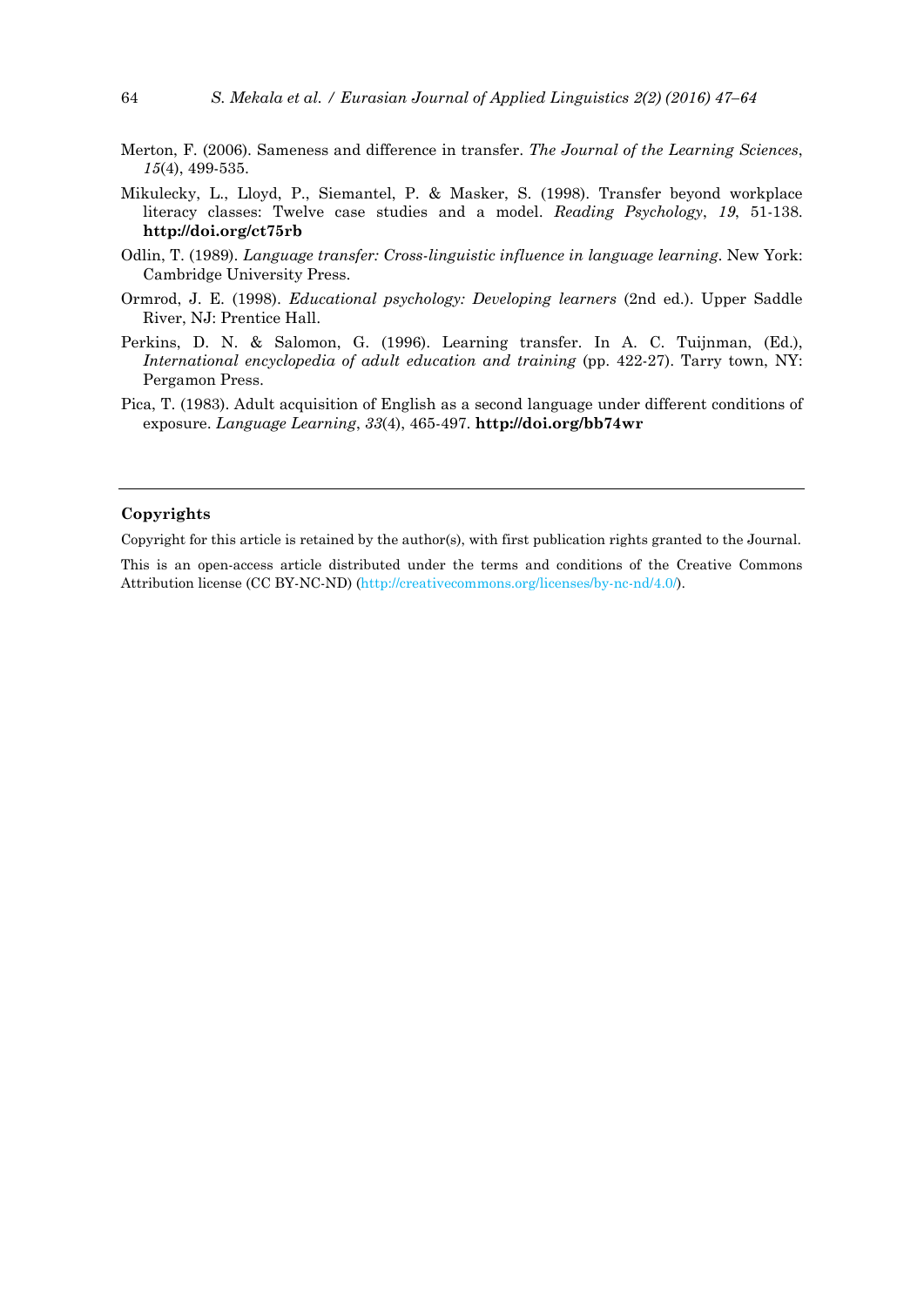Merton, F. (2006). Sameness and difference in transfer. *The Journal of the Learning Sciences*, *15*(4), 499-535.

Mikulecky, L., Lloyd, P., Siemantel, P. & Masker, S. (1998). Transfer beyond workplace literacy classes: Twelve case studies and a model. *Reading Psychology*, *19*, 51-138. **http://doi.org/ct75rb**

Odlin, T. (1989). *Language transfer: Cross-linguistic influence in language learning*. New York: Cambridge University Press.

Ormrod, J. E. (1998). *Educational psychology: Developing learners* (2nd ed.). Upper Saddle River, NJ: Prentice Hall.

Perkins, D. N. & Salomon, G. (1996). Learning transfer. In A. C. Tuijnman, (Ed.), *International encyclopedia of adult education and training* (pp. 422-27). Tarry town, NY: Pergamon Press.

Pica, T. (1983). Adult acquisition of English as a second language under different conditions of exposure. *Language Learning*, *33*(4), 465-497. **http://doi.org/bb74wr**

---

**Copyrights**

Copyright for this article is retained by the author(s), with first publication rights granted to the Journal.

This is an open-access article distributed under the terms and conditions of the Creative Commons Attribution license (CC BY-NC-ND) (http://creativecommons.org/licenses/by-nc-nd/4.0/).